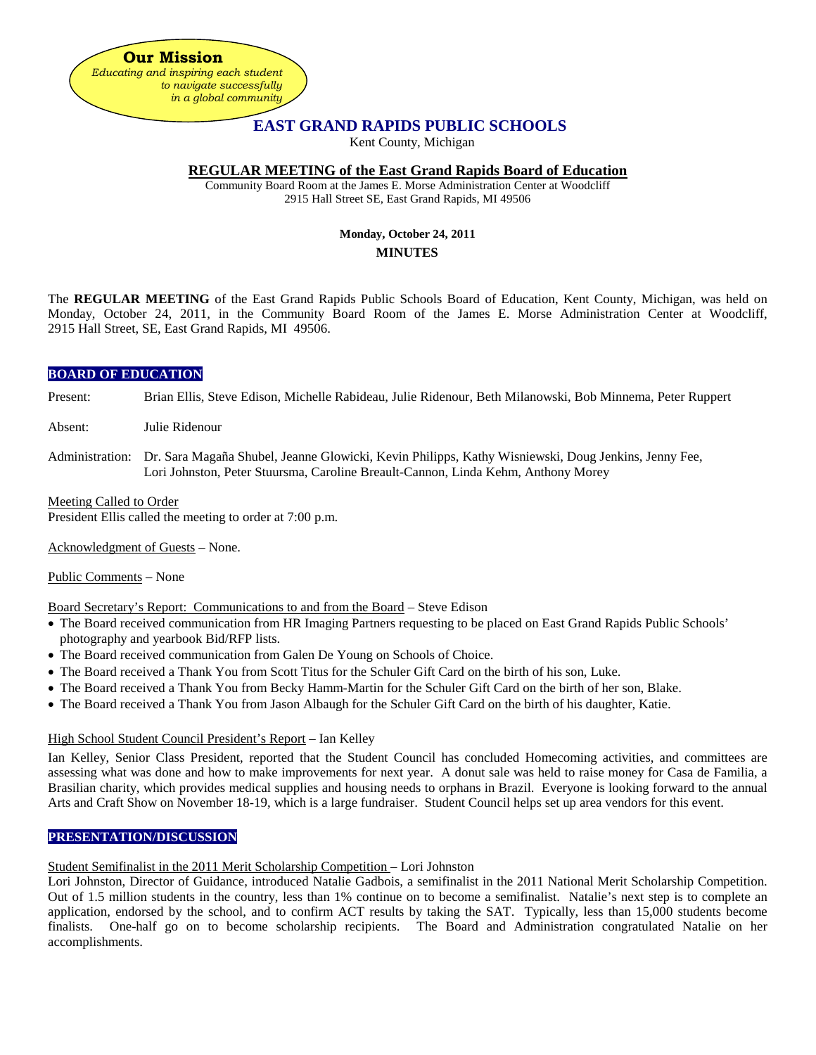**Our Mission**
*Educating and inspiring each student to navigate successfully in a global community*

# EAST GRAND RAPIDS PUBLIC SCHOOLS

Kent County, Michigan

## REGULAR MEETING of the East Grand Rapids Board of Education

Community Board Room at the James E. Morse Administration Center at Woodcliff
2915 Hall Street SE, East Grand Rapids, MI 49506

**Monday, October 24, 2011**

**MINUTES**

The **REGULAR MEETING** of the East Grand Rapids Public Schools Board of Education, Kent County, Michigan, was held on Monday, October 24, 2011, in the Community Board Room of the James E. Morse Administration Center at Woodcliff, 2915 Hall Street, SE, East Grand Rapids, MI 49506.

### BOARD OF EDUCATION

Present: Brian Ellis, Steve Edison, Michelle Rabideau, Julie Ridenour, Beth Milanowski, Bob Minnema, Peter Ruppert

Absent: Julie Ridenour

Administration: Dr. Sara Magaña Shubel, Jeanne Glowicki, Kevin Philipps, Kathy Wisniewski, Doug Jenkins, Jenny Fee, Lori Johnston, Peter Stuursma, Caroline Breault-Cannon, Linda Kehm, Anthony Morey

Meeting Called to Order
President Ellis called the meeting to order at 7:00 p.m.

Acknowledgment of Guests – None.

Public Comments – None

Board Secretary's Report: Communications to and from the Board – Steve Edison

- The Board received communication from HR Imaging Partners requesting to be placed on East Grand Rapids Public Schools' photography and yearbook Bid/RFP lists.
- The Board received communication from Galen De Young on Schools of Choice.
- The Board received a Thank You from Scott Titus for the Schuler Gift Card on the birth of his son, Luke.
- The Board received a Thank You from Becky Hamm-Martin for the Schuler Gift Card on the birth of her son, Blake.
- The Board received a Thank You from Jason Albaugh for the Schuler Gift Card on the birth of his daughter, Katie.

High School Student Council President's Report – Ian Kelley

Ian Kelley, Senior Class President, reported that the Student Council has concluded Homecoming activities, and committees are assessing what was done and how to make improvements for next year. A donut sale was held to raise money for Casa de Familia, a Brasilian charity, which provides medical supplies and housing needs to orphans in Brazil. Everyone is looking forward to the annual Arts and Craft Show on November 18-19, which is a large fundraiser. Student Council helps set up area vendors for this event.

### PRESENTATION/DISCUSSION

Student Semifinalist in the 2011 Merit Scholarship Competition – Lori Johnston

Lori Johnston, Director of Guidance, introduced Natalie Gadbois, a semifinalist in the 2011 National Merit Scholarship Competition. Out of 1.5 million students in the country, less than 1% continue on to become a semifinalist. Natalie's next step is to complete an application, endorsed by the school, and to confirm ACT results by taking the SAT. Typically, less than 15,000 students become finalists. One-half go on to become scholarship recipients. The Board and Administration congratulated Natalie on her accomplishments.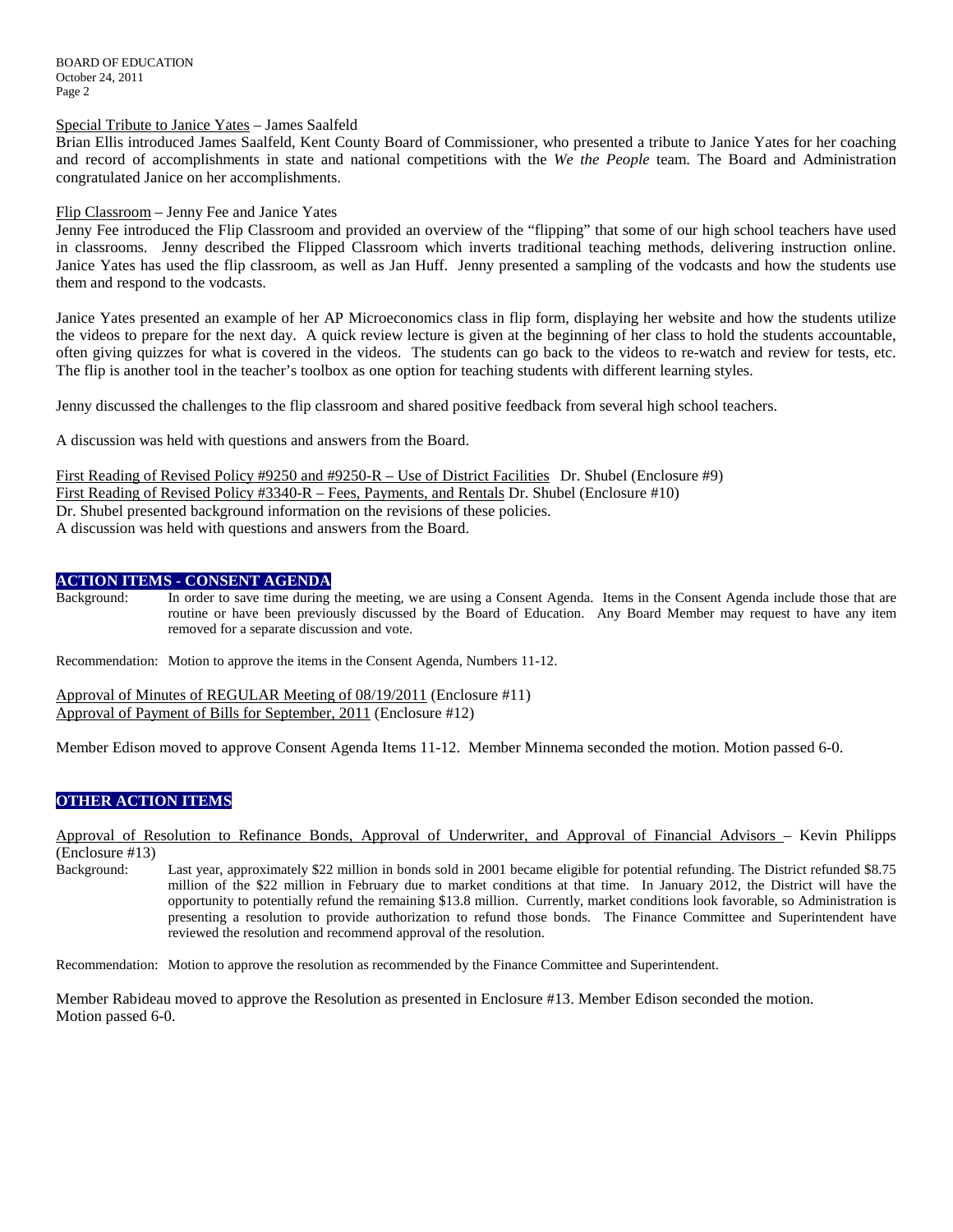Special Tribute to Janice Yates – James Saalfeld

Brian Ellis introduced James Saalfeld, Kent County Board of Commissioner, who presented a tribute to Janice Yates for her coaching and record of accomplishments in state and national competitions with the *We the People* team. The Board and Administration congratulated Janice on her accomplishments.

Flip Classroom – Jenny Fee and Janice Yates

Jenny Fee introduced the Flip Classroom and provided an overview of the "flipping" that some of our high school teachers have used in classrooms. Jenny described the Flipped Classroom which inverts traditional teaching methods, delivering instruction online. Janice Yates has used the flip classroom, as well as Jan Huff. Jenny presented a sampling of the vodcasts and how the students use them and respond to the vodcasts.

Janice Yates presented an example of her AP Microeconomics class in flip form, displaying her website and how the students utilize the videos to prepare for the next day. A quick review lecture is given at the beginning of her class to hold the students accountable, often giving quizzes for what is covered in the videos. The students can go back to the videos to re-watch and review for tests, etc. The flip is another tool in the teacher's toolbox as one option for teaching students with different learning styles.

Jenny discussed the challenges to the flip classroom and shared positive feedback from several high school teachers.

A discussion was held with questions and answers from the Board.

First Reading of Revised Policy #9250 and #9250-R – Use of District Facilities Dr. Shubel (Enclosure #9)
First Reading of Revised Policy #3340-R – Fees, Payments, and Rentals Dr. Shubel (Enclosure #10)
Dr. Shubel presented background information on the revisions of these policies.
A discussion was held with questions and answers from the Board.

## ACTION ITEMS - CONSENT AGENDA

Background: In order to save time during the meeting, we are using a Consent Agenda. Items in the Consent Agenda include those that are routine or have been previously discussed by the Board of Education. Any Board Member may request to have any item removed for a separate discussion and vote.

Recommendation: Motion to approve the items in the Consent Agenda, Numbers 11-12.

Approval of Minutes of REGULAR Meeting of 08/19/2011 (Enclosure #11)
Approval of Payment of Bills for September, 2011 (Enclosure #12)

Member Edison moved to approve Consent Agenda Items 11-12. Member Minnema seconded the motion. Motion passed 6-0.

## OTHER ACTION ITEMS

Approval of Resolution to Refinance Bonds, Approval of Underwriter, and Approval of Financial Advisors – Kevin Philipps (Enclosure #13)

Background: Last year, approximately $22 million in bonds sold in 2001 became eligible for potential refunding. The District refunded $8.75 million of the $22 million in February due to market conditions at that time. In January 2012, the District will have the opportunity to potentially refund the remaining $13.8 million. Currently, market conditions look favorable, so Administration is presenting a resolution to provide authorization to refund those bonds. The Finance Committee and Superintendent have reviewed the resolution and recommend approval of the resolution.

Recommendation: Motion to approve the resolution as recommended by the Finance Committee and Superintendent.

Member Rabideau moved to approve the Resolution as presented in Enclosure #13. Member Edison seconded the motion.
Motion passed 6-0.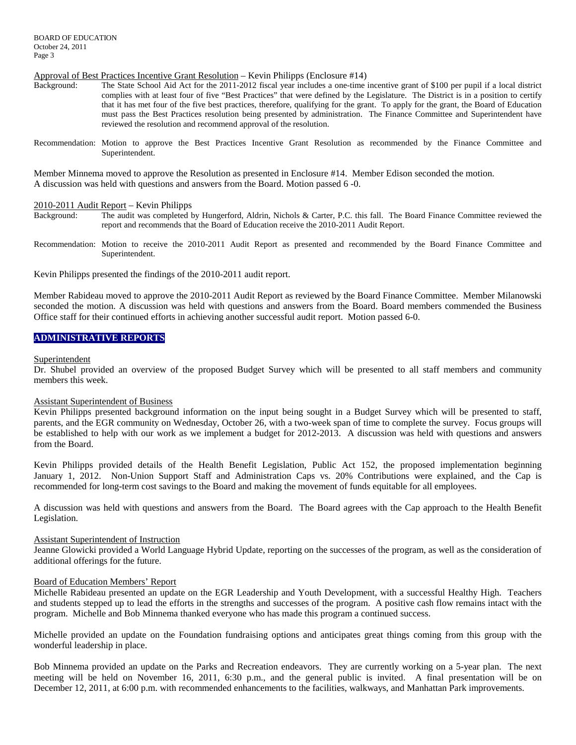Approval of Best Practices Incentive Grant Resolution – Kevin Philipps (Enclosure #14)

Background: The State School Aid Act for the 2011-2012 fiscal year includes a one-time incentive grant of $100 per pupil if a local district complies with at least four of five "Best Practices" that were defined by the Legislature. The District is in a position to certify that it has met four of the five best practices, therefore, qualifying for the grant. To apply for the grant, the Board of Education must pass the Best Practices resolution being presented by administration. The Finance Committee and Superintendent have reviewed the resolution and recommend approval of the resolution.

Recommendation: Motion to approve the Best Practices Incentive Grant Resolution as recommended by the Finance Committee and Superintendent.

Member Minnema moved to approve the Resolution as presented in Enclosure #14. Member Edison seconded the motion. A discussion was held with questions and answers from the Board. Motion passed 6 -0.

2010-2011 Audit Report – Kevin Philipps

Background: The audit was completed by Hungerford, Aldrin, Nichols & Carter, P.C. this fall. The Board Finance Committee reviewed the report and recommends that the Board of Education receive the 2010-2011 Audit Report.

Recommendation: Motion to receive the 2010-2011 Audit Report as presented and recommended by the Board Finance Committee and Superintendent.

Kevin Philipps presented the findings of the 2010-2011 audit report.

Member Rabideau moved to approve the 2010-2011 Audit Report as reviewed by the Board Finance Committee. Member Milanowski seconded the motion. A discussion was held with questions and answers from the Board. Board members commended the Business Office staff for their continued efforts in achieving another successful audit report. Motion passed 6-0.

## ADMINISTRATIVE REPORTS

Superintendent

Dr. Shubel provided an overview of the proposed Budget Survey which will be presented to all staff members and community members this week.

Assistant Superintendent of Business

Kevin Philipps presented background information on the input being sought in a Budget Survey which will be presented to staff, parents, and the EGR community on Wednesday, October 26, with a two-week span of time to complete the survey. Focus groups will be established to help with our work as we implement a budget for 2012-2013. A discussion was held with questions and answers from the Board.

Kevin Philipps provided details of the Health Benefit Legislation, Public Act 152, the proposed implementation beginning January 1, 2012. Non-Union Support Staff and Administration Caps vs. 20% Contributions were explained, and the Cap is recommended for long-term cost savings to the Board and making the movement of funds equitable for all employees.

A discussion was held with questions and answers from the Board. The Board agrees with the Cap approach to the Health Benefit Legislation.

Assistant Superintendent of Instruction

Jeanne Glowicki provided a World Language Hybrid Update, reporting on the successes of the program, as well as the consideration of additional offerings for the future.

Board of Education Members' Report

Michelle Rabideau presented an update on the EGR Leadership and Youth Development, with a successful Healthy High. Teachers and students stepped up to lead the efforts in the strengths and successes of the program. A positive cash flow remains intact with the program. Michelle and Bob Minnema thanked everyone who has made this program a continued success.

Michelle provided an update on the Foundation fundraising options and anticipates great things coming from this group with the wonderful leadership in place.

Bob Minnema provided an update on the Parks and Recreation endeavors. They are currently working on a 5-year plan. The next meeting will be held on November 16, 2011, 6:30 p.m., and the general public is invited. A final presentation will be on December 12, 2011, at 6:00 p.m. with recommended enhancements to the facilities, walkways, and Manhattan Park improvements.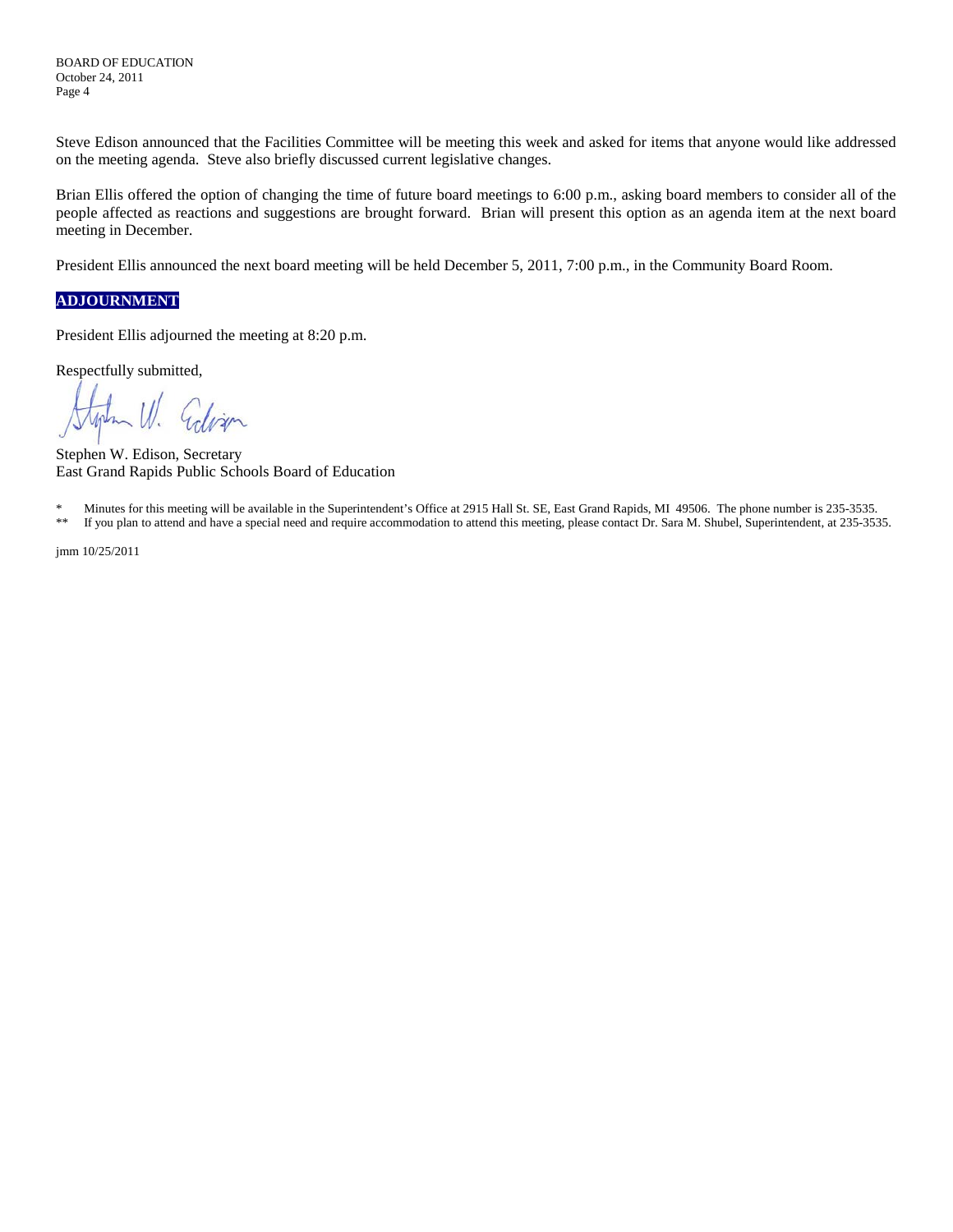Steve Edison announced that the Facilities Committee will be meeting this week and asked for items that anyone would like addressed on the meeting agenda. Steve also briefly discussed current legislative changes.

Brian Ellis offered the option of changing the time of future board meetings to 6:00 p.m., asking board members to consider all of the people affected as reactions and suggestions are brought forward. Brian will present this option as an agenda item at the next board meeting in December.

President Ellis announced the next board meeting will be held December 5, 2011, 7:00 p.m., in the Community Board Room.

## ADJOURNMENT

President Ellis adjourned the meeting at 8:20 p.m.

Respectfully submitted,

Stephen W. Edison

Stephen W. Edison, Secretary
East Grand Rapids Public Schools Board of Education

\* Minutes for this meeting will be available in the Superintendent's Office at 2915 Hall St. SE, East Grand Rapids, MI 49506. The phone number is 235-3535.

\*\* If you plan to attend and have a special need and require accommodation to attend this meeting, please contact Dr. Sara M. Shubel, Superintendent, at 235-3535.

jmm 10/25/2011